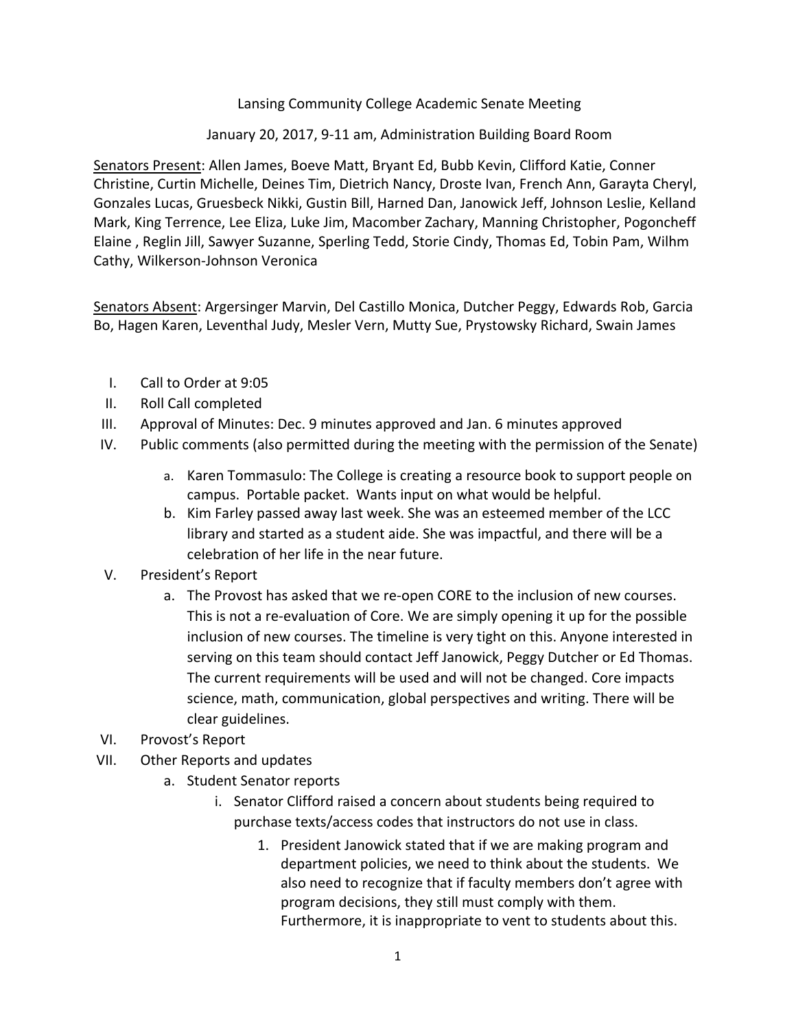Lansing Community College Academic Senate Meeting

January 20, 2017, 9-11 am, Administration Building Board Room

Senators Present: Allen James, Boeve Matt, Bryant Ed, Bubb Kevin, Clifford Katie, Conner Christine, Curtin Michelle, Deines Tim, Dietrich Nancy, Droste Ivan, French Ann, Garayta Cheryl, Gonzales Lucas, Gruesbeck Nikki, Gustin Bill, Harned Dan, Janowick Jeff, Johnson Leslie, Kelland Mark, King Terrence, Lee Eliza, Luke Jim, Macomber Zachary, Manning Christopher, Pogoncheff Elaine , Reglin Jill, Sawyer Suzanne, Sperling Tedd, Storie Cindy, Thomas Ed, Tobin Pam, Wilhm Cathy, Wilkerson-Johnson Veronica

Senators Absent: Argersinger Marvin, Del Castillo Monica, Dutcher Peggy, Edwards Rob, Garcia Bo, Hagen Karen, Leventhal Judy, Mesler Vern, Mutty Sue, Prystowsky Richard, Swain James

I. Call to Order at 9:05
II. Roll Call completed
III. Approval of Minutes: Dec. 9 minutes approved and Jan. 6 minutes approved
IV. Public comments (also permitted during the meeting with the permission of the Senate)
    a. Karen Tommasulo: The College is creating a resource book to support people on campus. Portable packet. Wants input on what would be helpful.
    b. Kim Farley passed away last week. She was an esteemed member of the LCC library and started as a student aide. She was impactful, and there will be a celebration of her life in the near future.
V. President's Report
    a. The Provost has asked that we re-open CORE to the inclusion of new courses. This is not a re-evaluation of Core. We are simply opening it up for the possible inclusion of new courses. The timeline is very tight on this. Anyone interested in serving on this team should contact Jeff Janowick, Peggy Dutcher or Ed Thomas. The current requirements will be used and will not be changed. Core impacts science, math, communication, global perspectives and writing. There will be clear guidelines.
VI. Provost's Report
VII. Other Reports and updates
    a. Student Senator reports
        i. Senator Clifford raised a concern about students being required to purchase texts/access codes that instructors do not use in class.
            1. President Janowick stated that if we are making program and department policies, we need to think about the students. We also need to recognize that if faculty members don't agree with program decisions, they still must comply with them. Furthermore, it is inappropriate to vent to students about this.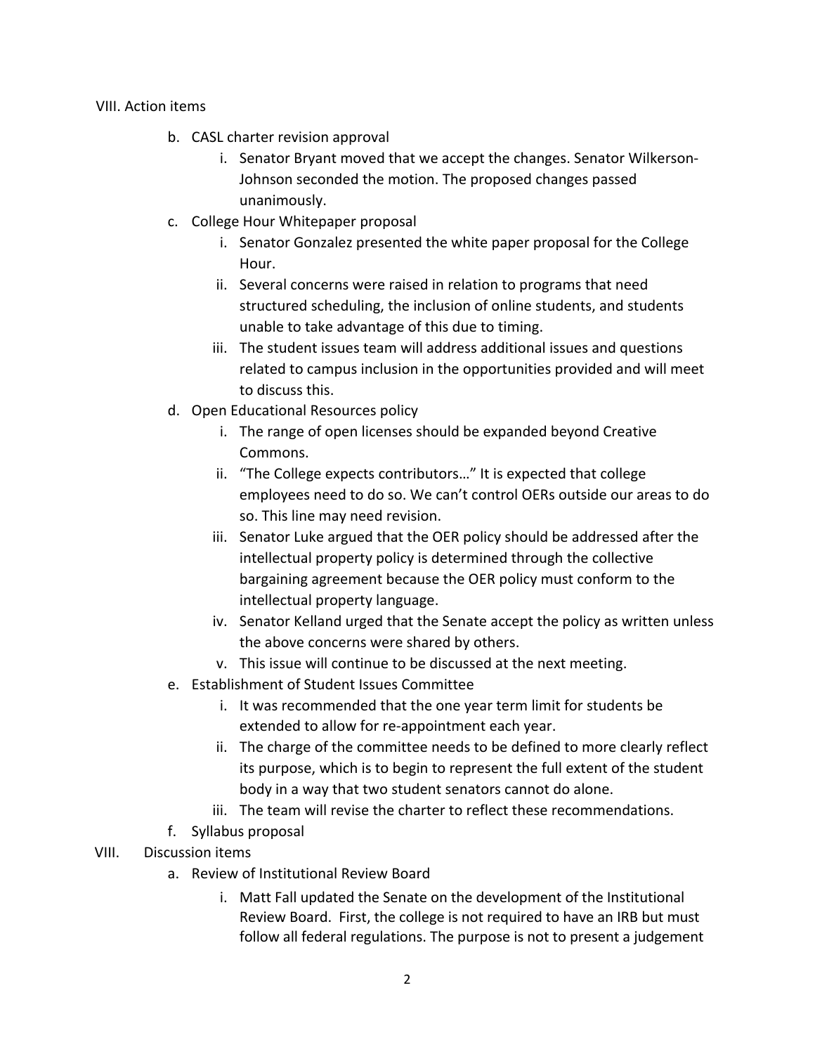VIII. Action items

b. CASL charter revision approval
    i. Senator Bryant moved that we accept the changes. Senator Wilkerson-Johnson seconded the motion. The proposed changes passed unanimously.

c. College Hour Whitepaper proposal
    i. Senator Gonzalez presented the white paper proposal for the College Hour.
    ii. Several concerns were raised in relation to programs that need structured scheduling, the inclusion of online students, and students unable to take advantage of this due to timing.
    iii. The student issues team will address additional issues and questions related to campus inclusion in the opportunities provided and will meet to discuss this.

d. Open Educational Resources policy
    i. The range of open licenses should be expanded beyond Creative Commons.
    ii. "The College expects contributors…" It is expected that college employees need to do so. We can't control OERs outside our areas to do so. This line may need revision.
    iii. Senator Luke argued that the OER policy should be addressed after the intellectual property policy is determined through the collective bargaining agreement because the OER policy must conform to the intellectual property language.
    iv. Senator Kelland urged that the Senate accept the policy as written unless the above concerns were shared by others.
    v. This issue will continue to be discussed at the next meeting.

e. Establishment of Student Issues Committee
    i. It was recommended that the one year term limit for students be extended to allow for re-appointment each year.
    ii. The charge of the committee needs to be defined to more clearly reflect its purpose, which is to begin to represent the full extent of the student body in a way that two student senators cannot do alone.
    iii. The team will revise the charter to reflect these recommendations.

f. Syllabus proposal

VIII. Discussion items

a. Review of Institutional Review Board
    i. Matt Fall updated the Senate on the development of the Institutional Review Board. First, the college is not required to have an IRB but must follow all federal regulations. The purpose is not to present a judgement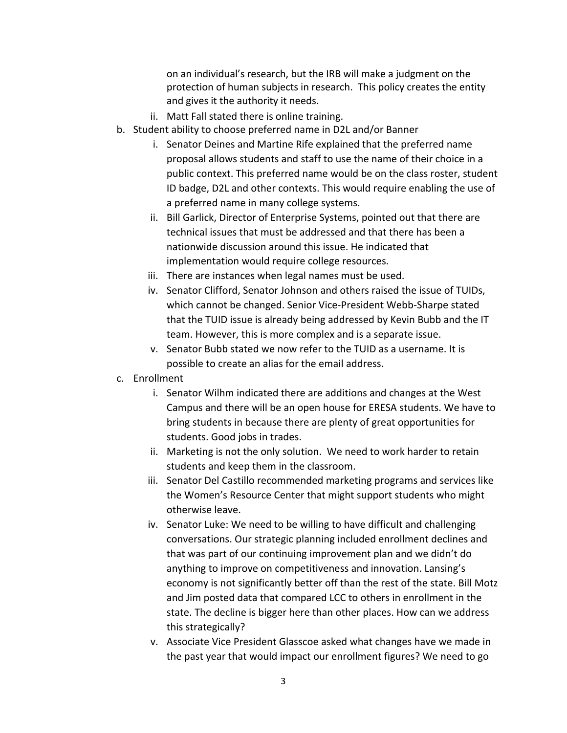on an individual's research, but the IRB will make a judgment on the protection of human subjects in research. This policy creates the entity and gives it the authority it needs.

   ii. Matt Fall stated there is online training.

b. Student ability to choose preferred name in D2L and/or Banner

   i. Senator Deines and Martine Rife explained that the preferred name proposal allows students and staff to use the name of their choice in a public context. This preferred name would be on the class roster, student ID badge, D2L and other contexts. This would require enabling the use of a preferred name in many college systems.

   ii. Bill Garlick, Director of Enterprise Systems, pointed out that there are technical issues that must be addressed and that there has been a nationwide discussion around this issue. He indicated that implementation would require college resources.

   iii. There are instances when legal names must be used.

   iv. Senator Clifford, Senator Johnson and others raised the issue of TUIDs, which cannot be changed. Senior Vice-President Webb-Sharpe stated that the TUID issue is already being addressed by Kevin Bubb and the IT team. However, this is more complex and is a separate issue.

   v. Senator Bubb stated we now refer to the TUID as a username. It is possible to create an alias for the email address.

c. Enrollment

   i. Senator Wilhm indicated there are additions and changes at the West Campus and there will be an open house for ERESA students. We have to bring students in because there are plenty of great opportunities for students. Good jobs in trades.

   ii. Marketing is not the only solution. We need to work harder to retain students and keep them in the classroom.

   iii. Senator Del Castillo recommended marketing programs and services like the Women's Resource Center that might support students who might otherwise leave.

   iv. Senator Luke: We need to be willing to have difficult and challenging conversations. Our strategic planning included enrollment declines and that was part of our continuing improvement plan and we didn't do anything to improve on competitiveness and innovation. Lansing's economy is not significantly better off than the rest of the state. Bill Motz and Jim posted data that compared LCC to others in enrollment in the state. The decline is bigger here than other places. How can we address this strategically?

   v. Associate Vice President Glasscoe asked what changes have we made in the past year that would impact our enrollment figures? We need to go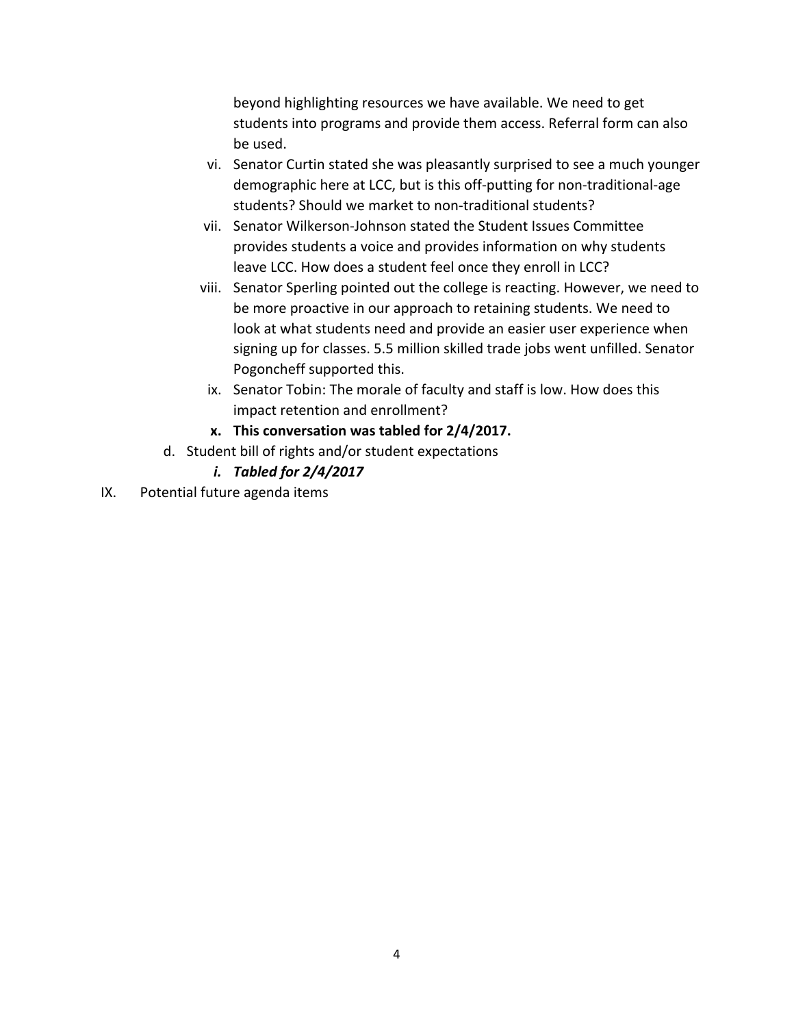beyond highlighting resources we have available. We need to get students into programs and provide them access. Referral form can also be used.

vi. Senator Curtin stated she was pleasantly surprised to see a much younger demographic here at LCC, but is this off-putting for non-traditional-age students? Should we market to non-traditional students?

vii. Senator Wilkerson-Johnson stated the Student Issues Committee provides students a voice and provides information on why students leave LCC. How does a student feel once they enroll in LCC?

viii. Senator Sperling pointed out the college is reacting. However, we need to be more proactive in our approach to retaining students. We need to look at what students need and provide an easier user experience when signing up for classes. 5.5 million skilled trade jobs went unfilled. Senator Pogoncheff supported this.

ix. Senator Tobin: The morale of faculty and staff is low. How does this impact retention and enrollment?

**x. This conversation was tabled for 2/4/2017.**

d. Student bill of rights and/or student expectations

***i. Tabled for 2/4/2017***

IX. Potential future agenda items